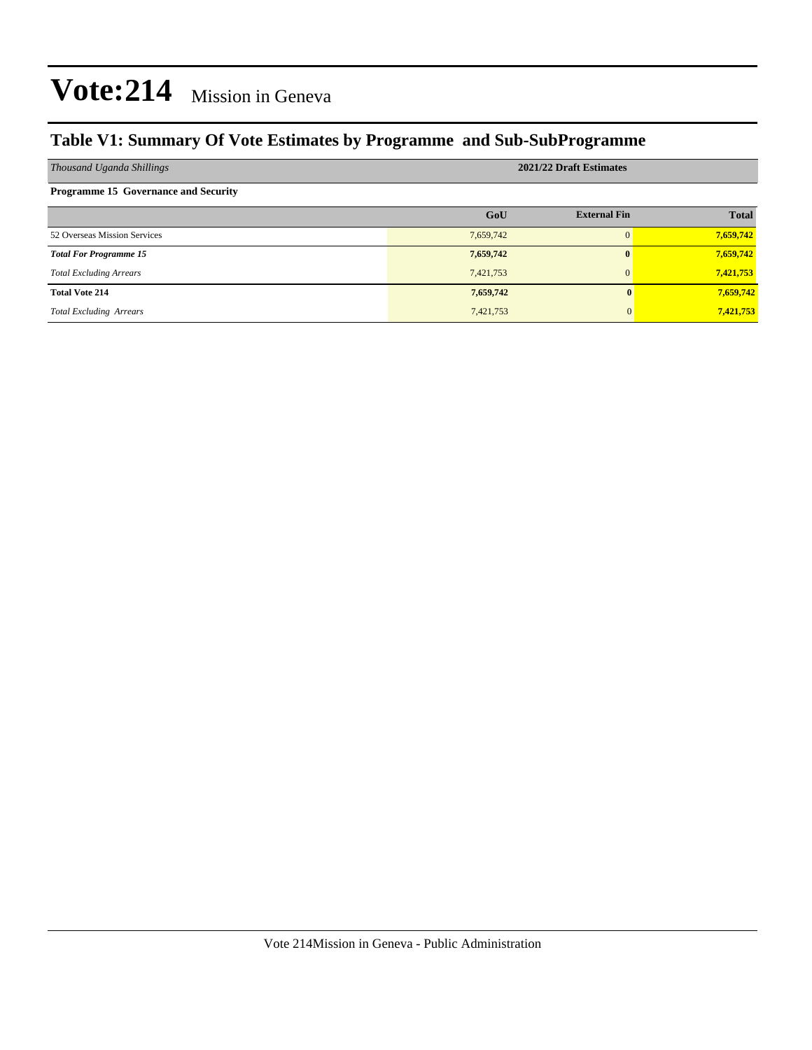# Vote:214 Mission in Geneva

## Table V1: Summary Of Vote Estimates by Programme and Sub-SubProgramme

| *Thousand Uganda Shillings* | 2021/22 Draft Estimates | | |
|---|---|---|---|
| **Programme 15 Governance and Security** | | | |
| | **GoU** | **External Fin** | **Total** |
| 52 Overseas Mission Services | 7,659,742 | 0 | **7,659,742** |
| ***Total For Programme 15*** | **7,659,742** | **0** | **7,659,742** |
| *Total Excluding Arrears* | 7,421,753 | 0 | **7,421,753** |
| **Total Vote 214** | **7,659,742** | **0** | **7,659,742** |
| *Total Excluding Arrears* | 7,421,753 | 0 | **7,421,753** |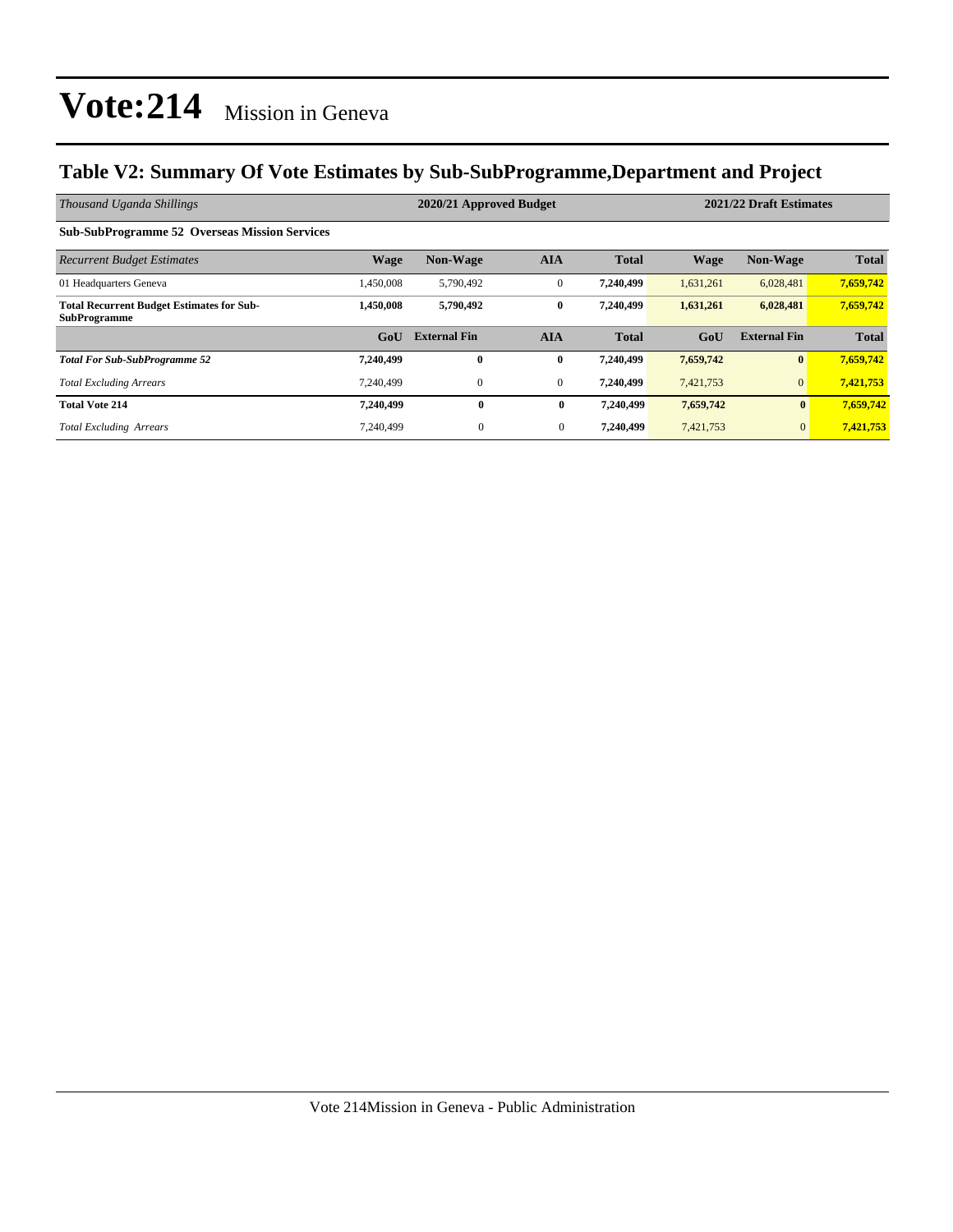# Vote:214 Mission in Geneva

## Table V2: Summary Of Vote Estimates by Sub-SubProgramme,Department and Project

| *Thousand Uganda Shillings* | 2020/21 Approved Budget | | | | 2021/22 Draft Estimates | | |
|---|---|---|---|---|---|---|---|
| **Sub-SubProgramme 52 Overseas Mission Services** | | | | | | | |
| *Recurrent Budget Estimates* | **Wage** | **Non-Wage** | **AIA** | **Total** | **Wage** | **Non-Wage** | **Total** |
| 01 Headquarters Geneva | 1,450,008 | 5,790,492 | 0 | **7,240,499** | 1,631,261 | 6,028,481 | **7,659,742** |
| **Total Recurrent Budget Estimates for Sub-SubProgramme** | **1,450,008** | **5,790,492** | **0** | **7,240,499** | **1,631,261** | **6,028,481** | **7,659,742** |
| | **GoU** | **External Fin** | **AIA** | **Total** | **GoU** | **External Fin** | **Total** |
| ***Total For Sub-SubProgramme 52*** | **7,240,499** | **0** | **0** | **7,240,499** | **7,659,742** | **0** | **7,659,742** |
| *Total Excluding Arrears* | 7,240,499 | 0 | 0 | **7,240,499** | 7,421,753 | 0 | **7,421,753** |
| **Total Vote 214** | **7,240,499** | **0** | **0** | **7,240,499** | **7,659,742** | **0** | **7,659,742** |
| *Total Excluding Arrears* | 7,240,499 | 0 | 0 | **7,240,499** | 7,421,753 | 0 | **7,421,753** |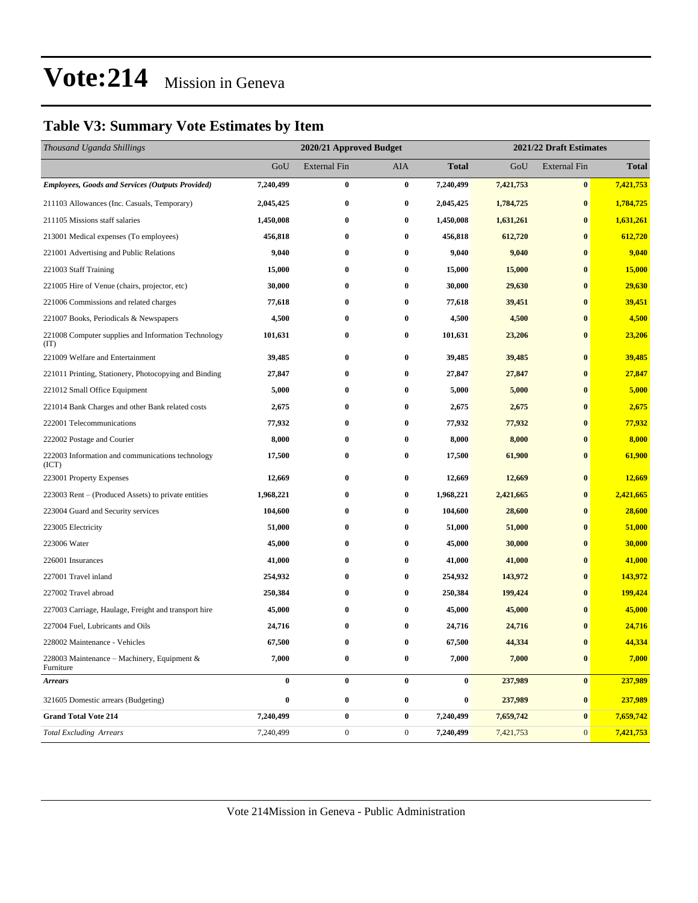# Vote:214 Mission in Geneva

## Table V3: Summary Vote Estimates by Item

| *Thousand Uganda Shillings* | 2020/21 Approved Budget | | | | 2021/22 Draft Estimates | | |
|---|---|---|---|---|---|---|---|
| | GoU | External Fin | AIA | **Total** | GoU | External Fin | **Total** |
| ***Employees, Goods and Services (Outputs Provided)*** | **7,240,499** | **0** | **0** | **7,240,499** | **7,421,753** | **0** | **7,421,753** |
| 211103 Allowances (Inc. Casuals, Temporary) | **2,045,425** | **0** | **0** | **2,045,425** | **1,784,725** | **0** | **1,784,725** |
| 211105 Missions staff salaries | **1,450,008** | **0** | **0** | **1,450,008** | **1,631,261** | **0** | **1,631,261** |
| 213001 Medical expenses (To employees) | **456,818** | **0** | **0** | **456,818** | **612,720** | **0** | **612,720** |
| 221001 Advertising and Public Relations | **9,040** | **0** | **0** | **9,040** | **9,040** | **0** | **9,040** |
| 221003 Staff Training | **15,000** | **0** | **0** | **15,000** | **15,000** | **0** | **15,000** |
| 221005 Hire of Venue (chairs, projector, etc) | **30,000** | **0** | **0** | **30,000** | **29,630** | **0** | **29,630** |
| 221006 Commissions and related charges | **77,618** | **0** | **0** | **77,618** | **39,451** | **0** | **39,451** |
| 221007 Books, Periodicals & Newspapers | **4,500** | **0** | **0** | **4,500** | **4,500** | **0** | **4,500** |
| 221008 Computer supplies and Information Technology (IT) | **101,631** | **0** | **0** | **101,631** | **23,206** | **0** | **23,206** |
| 221009 Welfare and Entertainment | **39,485** | **0** | **0** | **39,485** | **39,485** | **0** | **39,485** |
| 221011 Printing, Stationery, Photocopying and Binding | **27,847** | **0** | **0** | **27,847** | **27,847** | **0** | **27,847** |
| 221012 Small Office Equipment | **5,000** | **0** | **0** | **5,000** | **5,000** | **0** | **5,000** |
| 221014 Bank Charges and other Bank related costs | **2,675** | **0** | **0** | **2,675** | **2,675** | **0** | **2,675** |
| 222001 Telecommunications | **77,932** | **0** | **0** | **77,932** | **77,932** | **0** | **77,932** |
| 222002 Postage and Courier | **8,000** | **0** | **0** | **8,000** | **8,000** | **0** | **8,000** |
| 222003 Information and communications technology (ICT) | **17,500** | **0** | **0** | **17,500** | **61,900** | **0** | **61,900** |
| 223001 Property Expenses | **12,669** | **0** | **0** | **12,669** | **12,669** | **0** | **12,669** |
| 223003 Rent – (Produced Assets) to private entities | **1,968,221** | **0** | **0** | **1,968,221** | **2,421,665** | **0** | **2,421,665** |
| 223004 Guard and Security services | **104,600** | **0** | **0** | **104,600** | **28,600** | **0** | **28,600** |
| 223005 Electricity | **51,000** | **0** | **0** | **51,000** | **51,000** | **0** | **51,000** |
| 223006 Water | **45,000** | **0** | **0** | **45,000** | **30,000** | **0** | **30,000** |
| 226001 Insurances | **41,000** | **0** | **0** | **41,000** | **41,000** | **0** | **41,000** |
| 227001 Travel inland | **254,932** | **0** | **0** | **254,932** | **143,972** | **0** | **143,972** |
| 227002 Travel abroad | **250,384** | **0** | **0** | **250,384** | **199,424** | **0** | **199,424** |
| 227003 Carriage, Haulage, Freight and transport hire | **45,000** | **0** | **0** | **45,000** | **45,000** | **0** | **45,000** |
| 227004 Fuel, Lubricants and Oils | **24,716** | **0** | **0** | **24,716** | **24,716** | **0** | **24,716** |
| 228002 Maintenance - Vehicles | **67,500** | **0** | **0** | **67,500** | **44,334** | **0** | **44,334** |
| 228003 Maintenance – Machinery, Equipment & Furniture | **7,000** | **0** | **0** | **7,000** | **7,000** | **0** | **7,000** |
| ***Arrears*** | **0** | **0** | **0** | **0** | **237,989** | **0** | **237,989** |
| 321605 Domestic arrears (Budgeting) | **0** | **0** | **0** | **0** | **237,989** | **0** | **237,989** |
| **Grand Total Vote 214** | **7,240,499** | **0** | **0** | **7,240,499** | **7,659,742** | **0** | **7,659,742** |
| *Total Excluding Arrears* | 7,240,499 | 0 | 0 | **7,240,499** | 7,421,753 | 0 | **7,421,753** |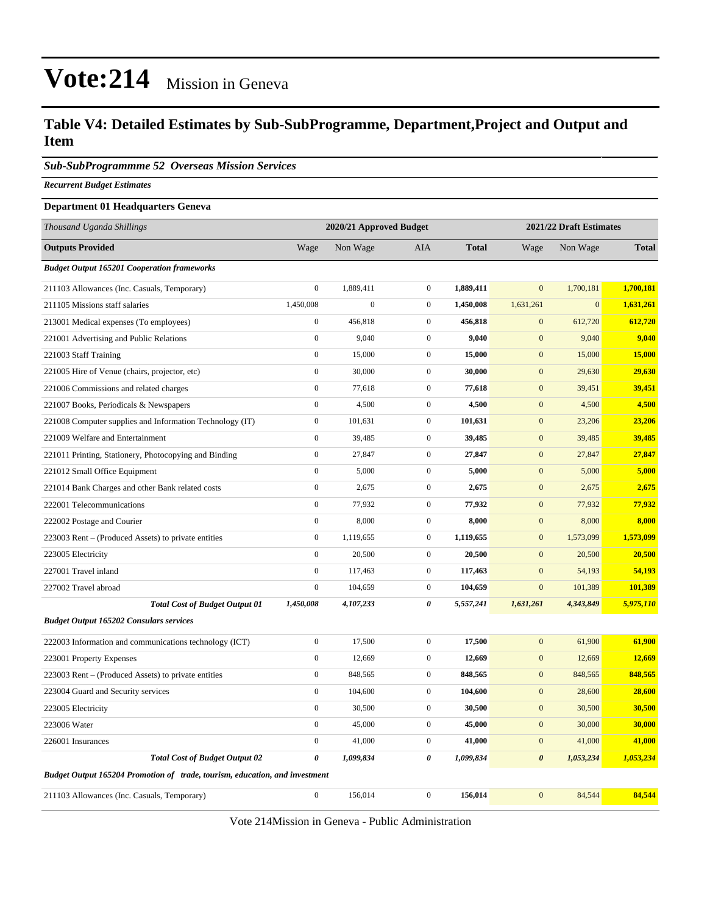# Vote:214 Mission in Geneva

## Table V4: Detailed Estimates by Sub-SubProgramme, Department,Project and Output and Item

### *Sub-SubProgrammme 52 Overseas Mission Services*

***Recurrent Budget Estimates***

**Department 01 Headquarters Geneva**

| *Thousand Uganda Shillings* | 2020/21 Approved Budget | | | | 2021/22 Draft Estimates | | |
|---|---|---|---|---|---|---|---|
| **Outputs Provided** | Wage | Non Wage | AIA | **Total** | Wage | Non Wage | **Total** |
| ***Budget Output 165201 Cooperation frameworks*** | | | | | | | |
| 211103 Allowances (Inc. Casuals, Temporary) | 0 | 1,889,411 | 0 | **1,889,411** | 0 | 1,700,181 | **1,700,181** |
| 211105 Missions staff salaries | 1,450,008 | 0 | 0 | **1,450,008** | 1,631,261 | 0 | **1,631,261** |
| 213001 Medical expenses (To employees) | 0 | 456,818 | 0 | **456,818** | 0 | 612,720 | **612,720** |
| 221001 Advertising and Public Relations | 0 | 9,040 | 0 | **9,040** | 0 | 9,040 | **9,040** |
| 221003 Staff Training | 0 | 15,000 | 0 | **15,000** | 0 | 15,000 | **15,000** |
| 221005 Hire of Venue (chairs, projector, etc) | 0 | 30,000 | 0 | **30,000** | 0 | 29,630 | **29,630** |
| 221006 Commissions and related charges | 0 | 77,618 | 0 | **77,618** | 0 | 39,451 | **39,451** |
| 221007 Books, Periodicals & Newspapers | 0 | 4,500 | 0 | **4,500** | 0 | 4,500 | **4,500** |
| 221008 Computer supplies and Information Technology (IT) | 0 | 101,631 | 0 | **101,631** | 0 | 23,206 | **23,206** |
| 221009 Welfare and Entertainment | 0 | 39,485 | 0 | **39,485** | 0 | 39,485 | **39,485** |
| 221011 Printing, Stationery, Photocopying and Binding | 0 | 27,847 | 0 | **27,847** | 0 | 27,847 | **27,847** |
| 221012 Small Office Equipment | 0 | 5,000 | 0 | **5,000** | 0 | 5,000 | **5,000** |
| 221014 Bank Charges and other Bank related costs | 0 | 2,675 | 0 | **2,675** | 0 | 2,675 | **2,675** |
| 222001 Telecommunications | 0 | 77,932 | 0 | **77,932** | 0 | 77,932 | **77,932** |
| 222002 Postage and Courier | 0 | 8,000 | 0 | **8,000** | 0 | 8,000 | **8,000** |
| 223003 Rent – (Produced Assets) to private entities | 0 | 1,119,655 | 0 | **1,119,655** | 0 | 1,573,099 | **1,573,099** |
| 223005 Electricity | 0 | 20,500 | 0 | **20,500** | 0 | 20,500 | **20,500** |
| 227001 Travel inland | 0 | 117,463 | 0 | **117,463** | 0 | 54,193 | **54,193** |
| 227002 Travel abroad | 0 | 104,659 | 0 | **104,659** | 0 | 101,389 | **101,389** |
| ***Total Cost of Budget Output 01*** | ***1,450,008*** | ***4,107,233*** | ***0*** | ***5,557,241*** | ***1,631,261*** | ***4,343,849*** | ***5,975,110*** |
| ***Budget Output 165202 Consulars services*** | | | | | | | |
| 222003 Information and communications technology (ICT) | 0 | 17,500 | 0 | **17,500** | 0 | 61,900 | **61,900** |
| 223001 Property Expenses | 0 | 12,669 | 0 | **12,669** | 0 | 12,669 | **12,669** |
| 223003 Rent – (Produced Assets) to private entities | 0 | 848,565 | 0 | **848,565** | 0 | 848,565 | **848,565** |
| 223004 Guard and Security services | 0 | 104,600 | 0 | **104,600** | 0 | 28,600 | **28,600** |
| 223005 Electricity | 0 | 30,500 | 0 | **30,500** | 0 | 30,500 | **30,500** |
| 223006 Water | 0 | 45,000 | 0 | **45,000** | 0 | 30,000 | **30,000** |
| 226001 Insurances | 0 | 41,000 | 0 | **41,000** | 0 | 41,000 | **41,000** |
| ***Total Cost of Budget Output 02*** | ***0*** | ***1,099,834*** | ***0*** | ***1,099,834*** | ***0*** | ***1,053,234*** | ***1,053,234*** |
| ***Budget Output 165204 Promotion of trade, tourism, education, and investment*** | | | | | | | |
| 211103 Allowances (Inc. Casuals, Temporary) | 0 | 156,014 | 0 | **156,014** | 0 | 84,544 | **84,544** |

Vote 214Mission in Geneva - Public Administration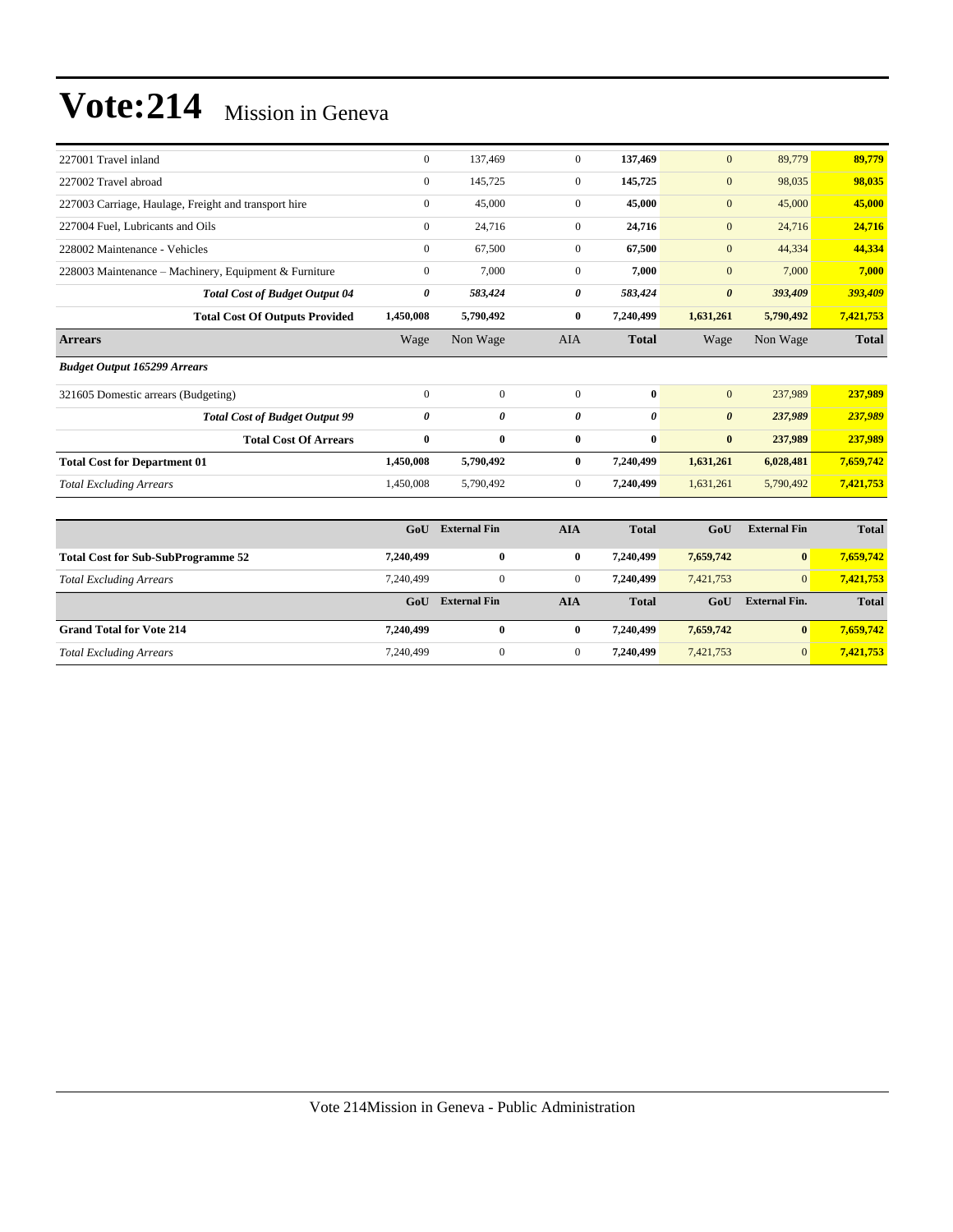# Vote:214 Mission in Geneva

| | | | | | | | |
|---|---|---|---|---|---|---|---|
| 227001 Travel inland | 0 | 137,469 | 0 | **137,469** | 0 | 89,779 | **89,779** |
| 227002 Travel abroad | 0 | 145,725 | 0 | **145,725** | 0 | 98,035 | **98,035** |
| 227003 Carriage, Haulage, Freight and transport hire | 0 | 45,000 | 0 | **45,000** | 0 | 45,000 | **45,000** |
| 227004 Fuel, Lubricants and Oils | 0 | 24,716 | 0 | **24,716** | 0 | 24,716 | **24,716** |
| 228002 Maintenance - Vehicles | 0 | 67,500 | 0 | **67,500** | 0 | 44,334 | **44,334** |
| 228003 Maintenance – Machinery, Equipment & Furniture | 0 | 7,000 | 0 | **7,000** | 0 | 7,000 | **7,000** |
| ***Total Cost of Budget Output 04*** | ***0*** | ***583,424*** | ***0*** | ***583,424*** | ***0*** | ***393,409*** | ***393,409*** |
| **Total Cost Of Outputs Provided** | **1,450,008** | **5,790,492** | **0** | **7,240,499** | **1,631,261** | **5,790,492** | **7,421,753** |
| **Arrears** | Wage | Non Wage | AIA | **Total** | Wage | Non Wage | **Total** |
| ***Budget Output 165299 Arrears*** | | | | | | | |
| 321605 Domestic arrears (Budgeting) | 0 | 0 | 0 | **0** | 0 | 237,989 | **237,989** |
| ***Total Cost of Budget Output 99*** | ***0*** | ***0*** | ***0*** | ***0*** | ***0*** | ***237,989*** | ***237,989*** |
| **Total Cost Of Arrears** | **0** | **0** | **0** | **0** | **0** | **237,989** | **237,989** |
| **Total Cost for Department 01** | **1,450,008** | **5,790,492** | **0** | **7,240,499** | **1,631,261** | **6,028,481** | **7,659,742** |
| *Total Excluding Arrears* | 1,450,008 | 5,790,492 | 0 | **7,240,499** | 1,631,261 | 5,790,492 | **7,421,753** |

| | GoU | External Fin | AIA | Total | GoU | External Fin | Total |
|---|---|---|---|---|---|---|---|
| **Total Cost for Sub-SubProgramme 52** | **7,240,499** | **0** | **0** | **7,240,499** | **7,659,742** | **0** | **7,659,742** |
| *Total Excluding Arrears* | 7,240,499 | 0 | 0 | **7,240,499** | 7,421,753 | 0 | **7,421,753** |
| | **GoU** | **External Fin** | **AIA** | **Total** | **GoU** | **External Fin.** | **Total** |
| **Grand Total for Vote 214** | **7,240,499** | **0** | **0** | **7,240,499** | **7,659,742** | **0** | **7,659,742** |
| *Total Excluding Arrears* | 7,240,499 | 0 | 0 | **7,240,499** | 7,421,753 | 0 | **7,421,753** |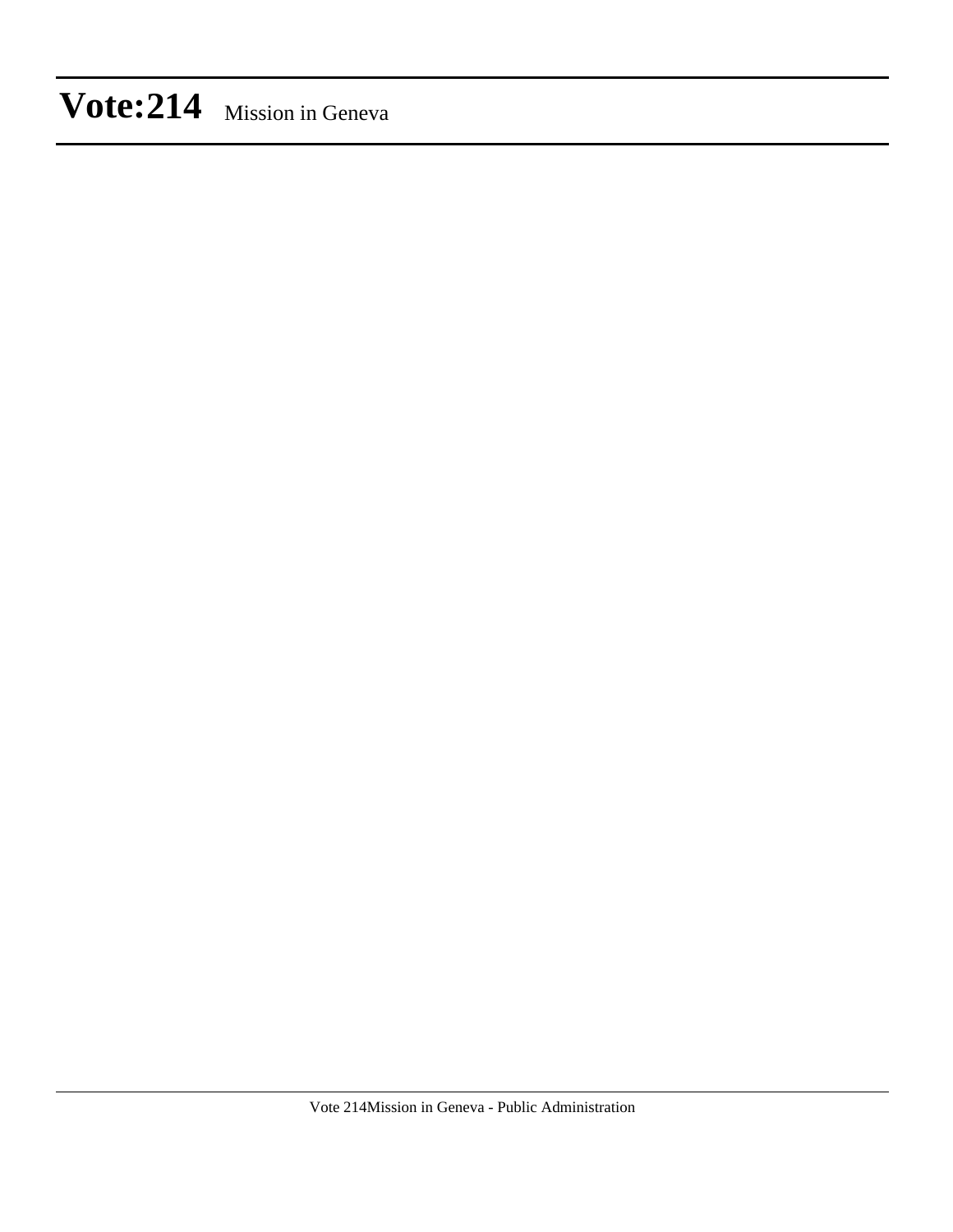# Vote:214 Mission in Geneva